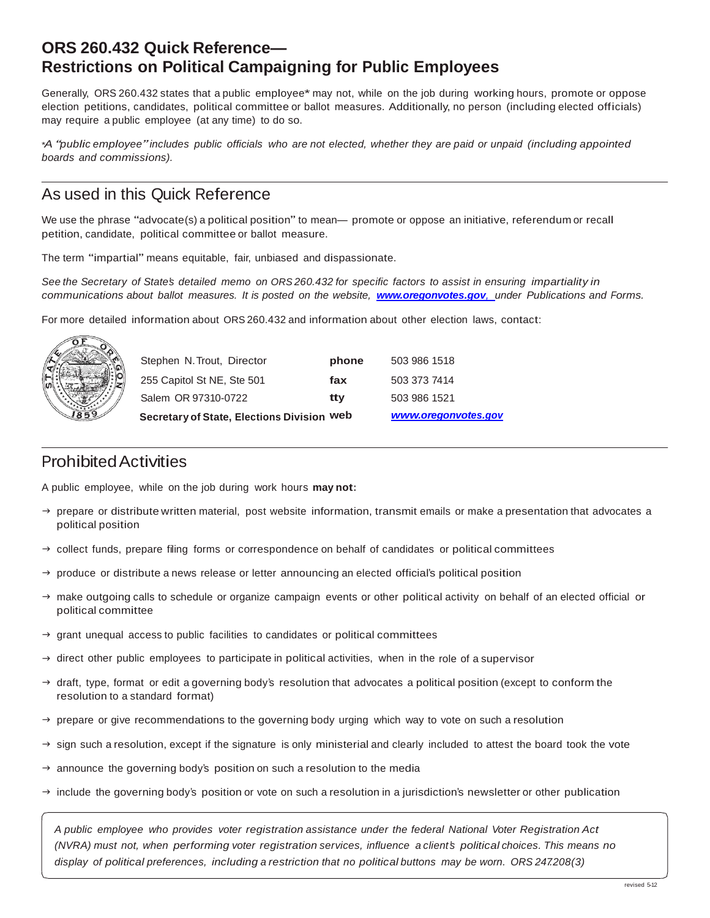# ORS 260.432 Quick Reference— Restrictions on Political Campaigning for Public Employees

Generally, ORS 260.432 states that a public employee* may not, while on the job during working hours, promote or oppose election petitions, candidates, political committee or ballot measures. Additionally, no person (including elected officials) may require a public employee (at any time) to do so.

**A "public employee" includes public officials who are not elected, whether they are paid or unpaid (including appointed boards and commissions).*

## As used in this Quick Reference

We use the phrase "advocate(s) a political position" to mean— promote or oppose an initiative, referendum or recall petition, candidate, political committee or ballot measure.

The term "impartial" means equitable, fair, unbiased and dispassionate.

*See the Secretary of State's detailed memo on ORS 260.432 for specific factors to assist in ensuring impartiality in communications about ballot measures. It is posted on the website, **www.oregonvotes.gov**, under Publications and Forms.*

For more detailed information about ORS 260.432 and information about other election laws, contact:

| | | |
|---|---|---|
| Stephen N. Trout, Director | **phone** | 503 986 1518 |
| 255 Capitol St NE, Ste 501 | **fax** | 503 373 7414 |
| Salem OR 97310-0722 | **tty** | 503 986 1521 |
| **Secretary of State, Elections Division** | **web** | ***www.oregonvotes.gov*** |

## Prohibited Activities

A public employee, while on the job during work hours **may not:**

- prepare or distribute written material, post website information, transmit emails or make a presentation that advocates a political position
- collect funds, prepare filing forms or correspondence on behalf of candidates or political committees
- produce or distribute a news release or letter announcing an elected official's political position
- make outgoing calls to schedule or organize campaign events or other political activity on behalf of an elected official or political committee
- grant unequal access to public facilities to candidates or political committees
- direct other public employees to participate in political activities, when in the role of a supervisor
- draft, type, format or edit a governing body's resolution that advocates a political position (except to conform the resolution to a standard format)
- prepare or give recommendations to the governing body urging which way to vote on such a resolution
- sign such a resolution, except if the signature is only ministerial and clearly included to attest the board took the vote
- announce the governing body's position on such a resolution to the media
- include the governing body's position or vote on such a resolution in a jurisdiction's newsletter or other publication

*A public employee who provides voter registration assistance under the federal National Voter Registration Act (NVRA) must not, when performing voter registration services, influence a client's political choices. This means no display of political preferences, including a restriction that no political buttons may be worn. ORS 247.208(3)*

revised 5-12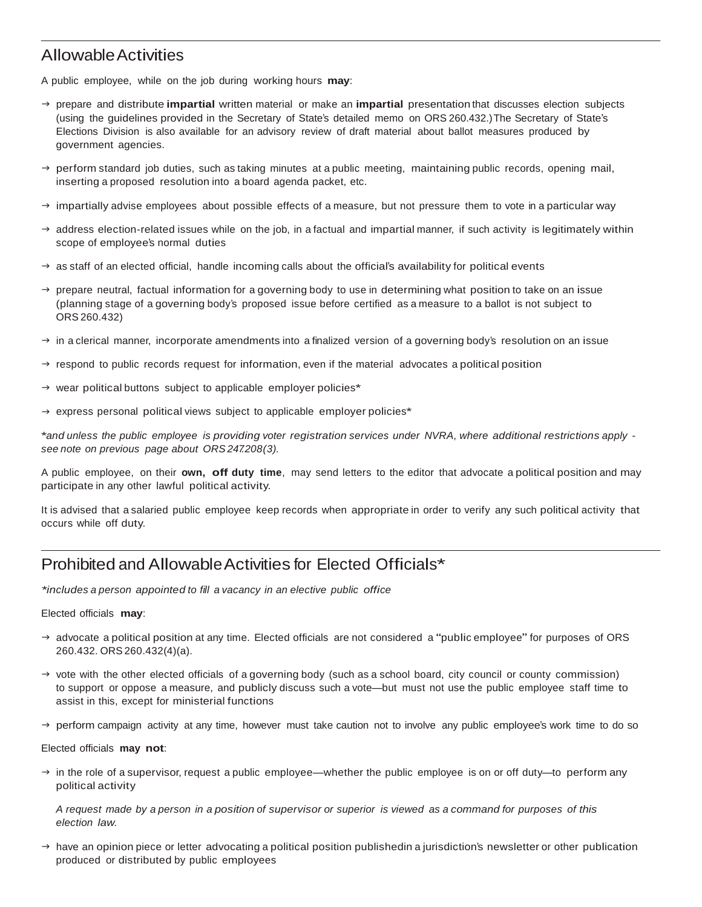## Allowable Activities

A public employee, while on the job during working hours **may**:

→ prepare and distribute **impartial** written material or make an **impartial** presentation that discusses election subjects (using the guidelines provided in the Secretary of State's detailed memo on ORS 260.432.) The Secretary of State's Elections Division is also available for an advisory review of draft material about ballot measures produced by government agencies.

→ perform standard job duties, such as taking minutes at a public meeting, maintaining public records, opening mail, inserting a proposed resolution into a board agenda packet, etc.

→ impartially advise employees about possible effects of a measure, but not pressure them to vote in a particular way

→ address election-related issues while on the job, in a factual and impartial manner, if such activity is legitimately within scope of employee's normal duties

→ as staff of an elected official, handle incoming calls about the official's availability for political events

→ prepare neutral, factual information for a governing body to use in determining what position to take on an issue (planning stage of a governing body's proposed issue before certified as a measure to a ballot is not subject to ORS 260.432)

→ in a clerical manner, incorporate amendments into a finalized version of a governing body's resolution on an issue

→ respond to public records request for information, even if the material advocates a political position

→ wear political buttons subject to applicable employer policies*

→ express personal political views subject to applicable employer policies*

*\*and unless the public employee is providing voter registration services under NVRA, where additional restrictions apply - see note on previous page about ORS 247.208(3).*

A public employee, on their **own, off duty time**, may send letters to the editor that advocate a political position and may participate in any other lawful political activity.

It is advised that a salaried public employee keep records when appropriate in order to verify any such political activity that occurs while off duty.

## Prohibited and Allowable Activities for Elected Officials*

*\*includes a person appointed to fill a vacancy in an elective public office*

Elected officials **may**:

→ advocate a political position at any time. Elected officials are not considered a "public employee" for purposes of ORS 260.432. ORS 260.432(4)(a).

→ vote with the other elected officials of a governing body (such as a school board, city council or county commission) to support or oppose a measure, and publicly discuss such a vote—but must not use the public employee staff time to assist in this, except for ministerial functions

→ perform campaign activity at any time, however must take caution not to involve any public employee's work time to do so

Elected officials **may not**:

→ in the role of a supervisor, request a public employee—whether the public employee is on or off duty—to perform any political activity

*A request made by a person in a position of supervisor or superior is viewed as a command for purposes of this election law.*

→ have an opinion piece or letter advocating a political position publishedin a jurisdiction's newsletter or other publication produced or distributed by public employees